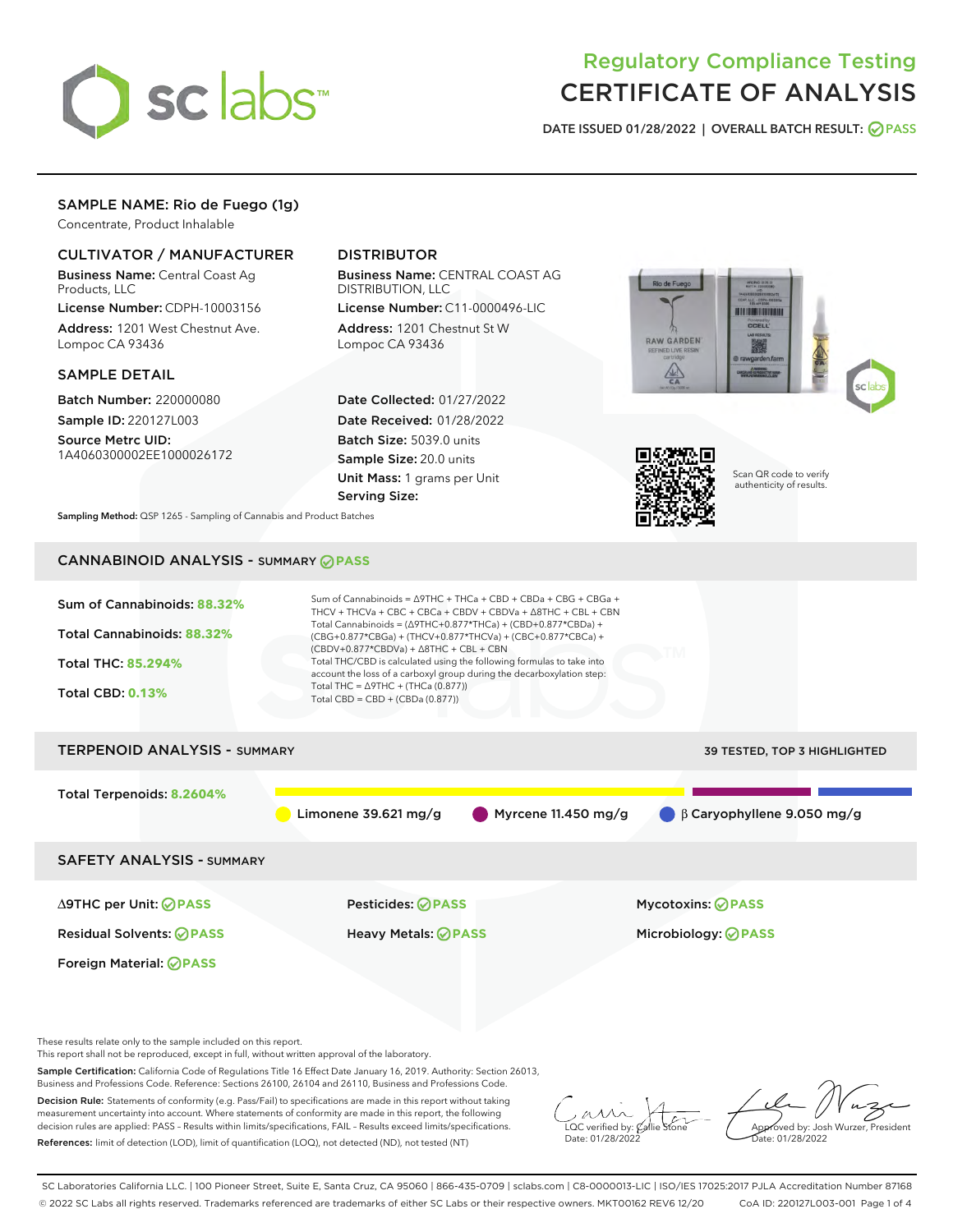# Regulatory Compliance Testing
# CERTIFICATE OF ANALYSIS

DATE ISSUED 01/28/2022 | OVERALL BATCH RESULT: PASS

## SAMPLE NAME: Rio de Fuego (1g)

Concentrate, Product Inhalable

### CULTIVATOR / MANUFACTURER

**Business Name:** Central Coast Ag Products, LLC

**License Number:** CDPH-10003156

**Address:** 1201 West Chestnut Ave. Lompoc CA 93436

### DISTRIBUTOR

**Business Name:** CENTRAL COAST AG DISTRIBUTION, LLC

**License Number:** C11-0000496-LIC

**Address:** 1201 Chestnut St W Lompoc CA 93436

### SAMPLE DETAIL

**Batch Number:** 220000080

**Sample ID:** 220127L003

**Source Metrc UID:** 1A4060300002EE1000026172

**Date Collected:** 01/27/2022

**Date Received:** 01/28/2022

**Batch Size:** 5039.0 units

**Sample Size:** 20.0 units

**Unit Mass:** 1 grams per Unit

**Serving Size:**

Scan QR code to verify authenticity of results.

**Sampling Method:** QSP 1265 - Sampling of Cannabis and Product Batches

## CANNABINOID ANALYSIS - SUMMARY PASS

Sum of Cannabinoids: **88.32%**

Total Cannabinoids: **88.32%**

Total THC: **85.294%**

Total CBD: **0.13%**

Sum of Cannabinoids = Δ9THC + THCa + CBD + CBDa + CBG + CBGa + THCV + THCVa + CBC + CBCa + CBDV + CBDVa + Δ8THC + CBL + CBN

Total Cannabinoids = (Δ9THC+0.877*THCa) + (CBD+0.877*CBDa) + (CBG+0.877*CBGa) + (THCV+0.877*THCVa) + (CBC+0.877*CBCa) + (CBDV+0.877*CBDVa) + Δ8THC + CBL + CBN

Total THC/CBD is calculated using the following formulas to take into account the loss of a carboxyl group during the decarboxylation step:

Total THC = Δ9THC + (THCa (0.877))

Total CBD = CBD + (CBDa (0.877))

## TERPENOID ANALYSIS - SUMMARY

39 TESTED, TOP 3 HIGHLIGHTED

Total Terpenoids: **8.2604%**

Limonene 39.621 mg/g | Myrcene 11.450 mg/g | β Caryophyllene 9.050 mg/g

## SAFETY ANALYSIS - SUMMARY

| | | |
|---|---|---|
| Δ9THC per Unit: PASS | Pesticides: PASS | Mycotoxins: PASS |
| Residual Solvents: PASS | Heavy Metals: PASS | Microbiology: PASS |
| Foreign Material: PASS | | |

These results relate only to the sample included on this report.
This report shall not be reproduced, except in full, without written approval of the laboratory.

**Sample Certification:** California Code of Regulations Title 16 Effect Date January 16, 2019. Authority: Section 26013, Business and Professions Code. Reference: Sections 26100, 26104 and 26110, Business and Professions Code.

**Decision Rule:** Statements of conformity (e.g. Pass/Fail) to specifications are made in this report without taking measurement uncertainty into account. Where statements of conformity are made in this report, the following decision rules are applied: PASS – Results within limits/specifications, FAIL – Results exceed limits/specifications.

**References:** limit of detection (LOD), limit of quantification (LOQ), not detected (ND), not tested (NT)

LQC verified by: Callie Stone
Date: 01/28/2022

Approved by: Josh Wurzer, President
Date: 01/28/2022

SC Laboratories California LLC. | 100 Pioneer Street, Suite E, Santa Cruz, CA 95060 | 866-435-0709 | sclabs.com | C8-0000013-LIC | ISO/IES 17025:2017 PJLA Accreditation Number 87168
© 2022 SC Labs all rights reserved. Trademarks referenced are trademarks of either SC Labs or their respective owners. MKT00162 REV6 12/20 CoA ID: 220127L003-001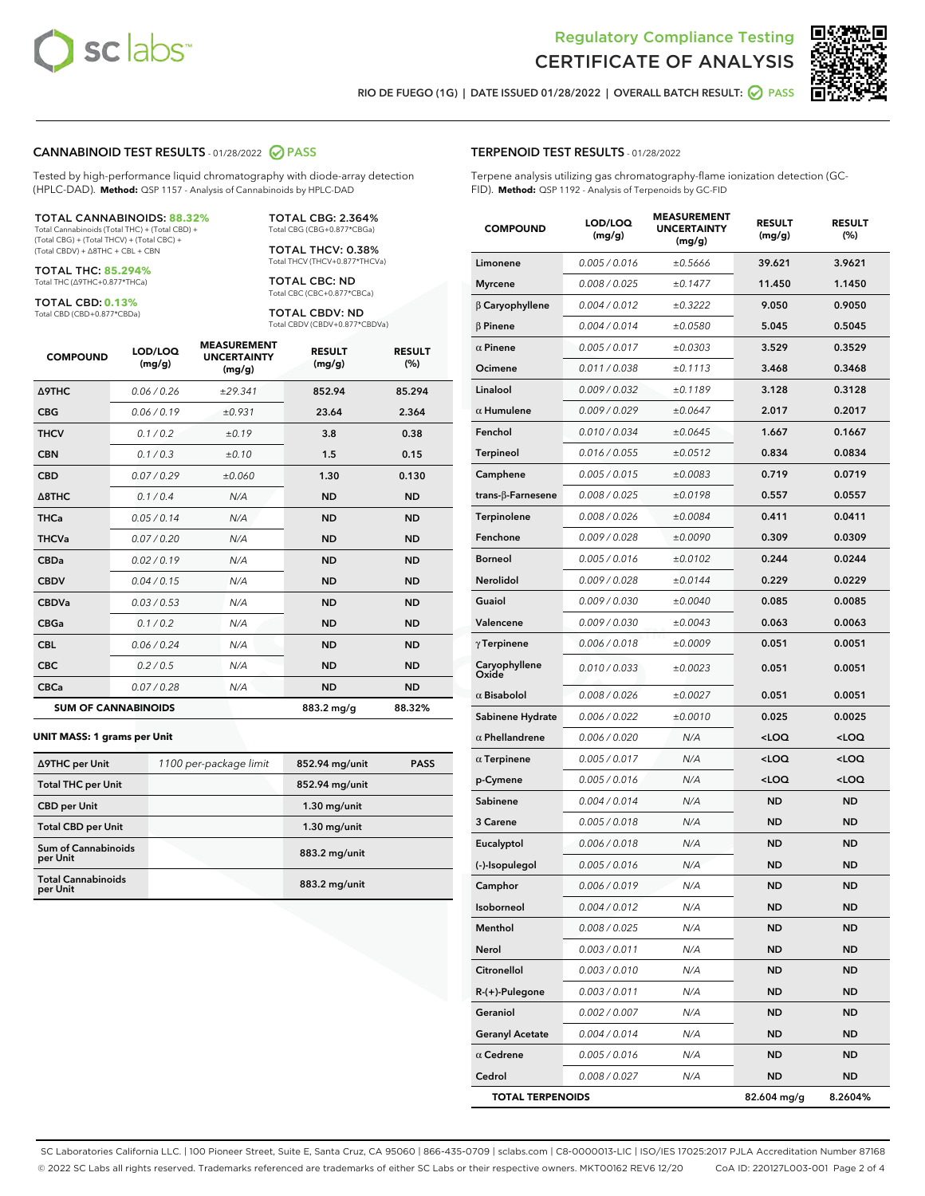# Regulatory Compliance Testing
# CERTIFICATE OF ANALYSIS

RIO DE FUEGO (1G) | DATE ISSUED 01/28/2022 | OVERALL BATCH RESULT: PASS

## CANNABINOID TEST RESULTS - 01/28/2022 PASS

Tested by high-performance liquid chromatography with diode-array detection (HPLC-DAD). **Method:** QSP 1157 - Analysis of Cannabinoids by HPLC-DAD

**TOTAL CANNABINOIDS: 88.32%**
Total Cannabinoids (Total THC) + (Total CBD) + (Total CBG) + (Total THCV) + (Total CBC) + (Total CBDV) + Δ8THC + CBL + CBN

**TOTAL THC: 85.294%**
Total THC (Δ9THC+0.877*THCa)

**TOTAL CBD: 0.13%**
Total CBD (CBD+0.877*CBDa)

**TOTAL CBG: 2.364%**
Total CBG (CBG+0.877*CBGa)

**TOTAL THCV: 0.38%**
Total THCV (THCV+0.877*THCVa)

**TOTAL CBC: ND**
Total CBC (CBC+0.877*CBCa)

**TOTAL CBDV: ND**
Total CBDV (CBDV+0.877*CBDVa)

| COMPOUND | LOD/LOQ (mg/g) | MEASUREMENT UNCERTAINTY (mg/g) | RESULT (mg/g) | RESULT (%) |
|---|---|---|---|---|
| Δ9THC | 0.06 / 0.26 | ±29.341 | 852.94 | 85.294 |
| CBG | 0.06 / 0.19 | ±0.931 | 23.64 | 2.364 |
| THCV | 0.1 / 0.2 | ±0.19 | 3.8 | 0.38 |
| CBN | 0.1 / 0.3 | ±0.10 | 1.5 | 0.15 |
| CBD | 0.07 / 0.29 | ±0.060 | 1.30 | 0.130 |
| Δ8THC | 0.1 / 0.4 | N/A | ND | ND |
| THCa | 0.05 / 0.14 | N/A | ND | ND |
| THCVa | 0.07 / 0.20 | N/A | ND | ND |
| CBDa | 0.02 / 0.19 | N/A | ND | ND |
| CBDV | 0.04 / 0.15 | N/A | ND | ND |
| CBDVa | 0.03 / 0.53 | N/A | ND | ND |
| CBGa | 0.1 / 0.2 | N/A | ND | ND |
| CBL | 0.06 / 0.24 | N/A | ND | ND |
| CBC | 0.2 / 0.5 | N/A | ND | ND |
| CBCa | 0.07 / 0.28 | N/A | ND | ND |
| **SUM OF CANNABINOIDS** | | | 883.2 mg/g | 88.32% |

**UNIT MASS: 1 grams per Unit**

| | | | |
|---|---|---|---|
| Δ9THC per Unit | 1100 per-package limit | 852.94 mg/unit | PASS |
| Total THC per Unit | | 852.94 mg/unit | |
| CBD per Unit | | 1.30 mg/unit | |
| Total CBD per Unit | | 1.30 mg/unit | |
| Sum of Cannabinoids per Unit | | 883.2 mg/unit | |
| Total Cannabinoids per Unit | | 883.2 mg/unit | |

## TERPENOID TEST RESULTS - 01/28/2022

Terpene analysis utilizing gas chromatography-flame ionization detection (GC-FID). **Method:** QSP 1192 - Analysis of Terpenoids by GC-FID

| COMPOUND | LOD/LOQ (mg/g) | MEASUREMENT UNCERTAINTY (mg/g) | RESULT (mg/g) | RESULT (%) |
|---|---|---|---|---|
| Limonene | 0.005 / 0.016 | ±0.5666 | 39.621 | 3.9621 |
| Myrcene | 0.008 / 0.025 | ±0.1477 | 11.450 | 1.1450 |
| β Caryophyllene | 0.004 / 0.012 | ±0.3222 | 9.050 | 0.9050 |
| β Pinene | 0.004 / 0.014 | ±0.0580 | 5.045 | 0.5045 |
| α Pinene | 0.005 / 0.017 | ±0.0303 | 3.529 | 0.3529 |
| Ocimene | 0.011 / 0.038 | ±0.1113 | 3.468 | 0.3468 |
| Linalool | 0.009 / 0.032 | ±0.1189 | 3.128 | 0.3128 |
| α Humulene | 0.009 / 0.029 | ±0.0647 | 2.017 | 0.2017 |
| Fenchol | 0.010 / 0.034 | ±0.0645 | 1.667 | 0.1667 |
| Terpineol | 0.016 / 0.055 | ±0.0512 | 0.834 | 0.0834 |
| Camphene | 0.005 / 0.015 | ±0.0083 | 0.719 | 0.0719 |
| trans-β-Farnesene | 0.008 / 0.025 | ±0.0198 | 0.557 | 0.0557 |
| Terpinolene | 0.008 / 0.026 | ±0.0084 | 0.411 | 0.0411 |
| Fenchone | 0.009 / 0.028 | ±0.0090 | 0.309 | 0.0309 |
| Borneol | 0.005 / 0.016 | ±0.0102 | 0.244 | 0.0244 |
| Nerolidol | 0.009 / 0.028 | ±0.0144 | 0.229 | 0.0229 |
| Guaiol | 0.009 / 0.030 | ±0.0040 | 0.085 | 0.0085 |
| Valencene | 0.009 / 0.030 | ±0.0043 | 0.063 | 0.0063 |
| γ Terpinene | 0.006 / 0.018 | ±0.0009 | 0.051 | 0.0051 |
| Caryophyllene Oxide | 0.010 / 0.033 | ±0.0023 | 0.051 | 0.0051 |
| α Bisabolol | 0.008 / 0.026 | ±0.0027 | 0.051 | 0.0051 |
| Sabinene Hydrate | 0.006 / 0.022 | ±0.0010 | 0.025 | 0.0025 |
| α Phellandrene | 0.006 / 0.020 | N/A | <LOQ | <LOQ |
| α Terpinene | 0.005 / 0.017 | N/A | <LOQ | <LOQ |
| p-Cymene | 0.005 / 0.016 | N/A | <LOQ | <LOQ |
| Sabinene | 0.004 / 0.014 | N/A | ND | ND |
| 3 Carene | 0.005 / 0.018 | N/A | ND | ND |
| Eucalyptol | 0.006 / 0.018 | N/A | ND | ND |
| (-)-Isopulegol | 0.005 / 0.016 | N/A | ND | ND |
| Camphor | 0.006 / 0.019 | N/A | ND | ND |
| Isoborneol | 0.004 / 0.012 | N/A | ND | ND |
| Menthol | 0.008 / 0.025 | N/A | ND | ND |
| Nerol | 0.003 / 0.011 | N/A | ND | ND |
| Citronellol | 0.003 / 0.010 | N/A | ND | ND |
| R-(+)-Pulegone | 0.003 / 0.011 | N/A | ND | ND |
| Geraniol | 0.002 / 0.007 | N/A | ND | ND |
| Geranyl Acetate | 0.004 / 0.014 | N/A | ND | ND |
| α Cedrene | 0.005 / 0.016 | N/A | ND | ND |
| Cedrol | 0.008 / 0.027 | N/A | ND | ND |
| **TOTAL TERPENOIDS** | | | 82.604 mg/g | 8.2604% |

SC Laboratories California LLC. | 100 Pioneer Street, Suite E, Santa Cruz, CA 95060 | 866-435-0709 | sclabs.com | C8-0000013-LIC | ISO/IES 17025:2017 PJLA Accreditation Number 87168
© 2022 SC Labs all rights reserved. Trademarks referenced are trademarks of either SC Labs or their respective owners. MKT00162 REV6 12/20 CoA ID: 220127L003-001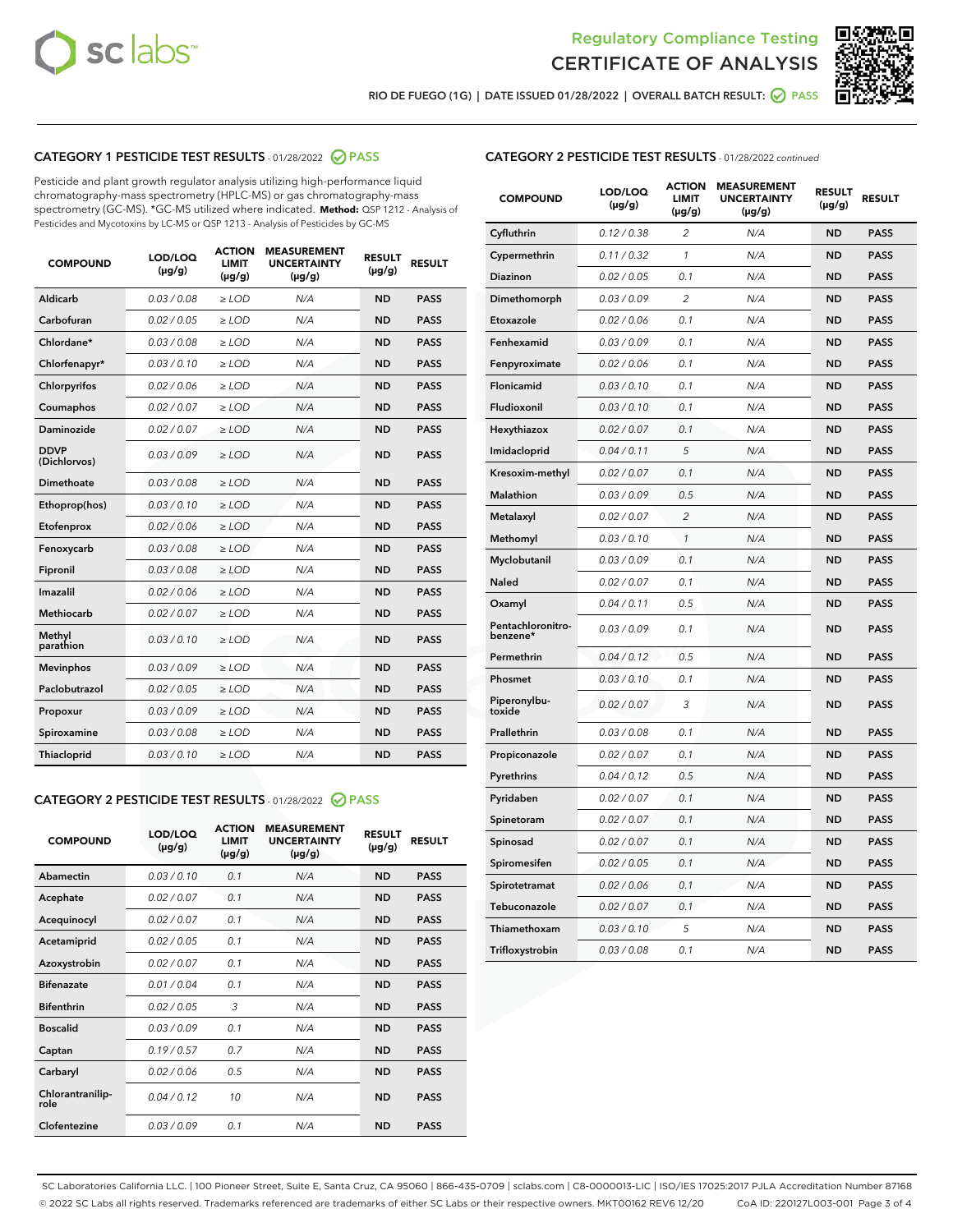Regulatory Compliance Testing
# CERTIFICATE OF ANALYSIS

RIO DE FUEGO (1G) | DATE ISSUED 01/28/2022 | OVERALL BATCH RESULT: PASS

## CATEGORY 1 PESTICIDE TEST RESULTS - 01/28/2022 PASS

Pesticide and plant growth regulator analysis utilizing high-performance liquid chromatography-mass spectrometry (HPLC-MS) or gas chromatography-mass spectrometry (GC-MS). *GC-MS utilized where indicated. **Method:** QSP 1212 - Analysis of Pesticides and Mycotoxins by LC-MS or QSP 1213 - Analysis of Pesticides by GC-MS

| COMPOUND | LOD/LOQ (µg/g) | ACTION LIMIT (µg/g) | MEASUREMENT UNCERTAINTY (µg/g) | RESULT (µg/g) | RESULT |
|---|---|---|---|---|---|
| Aldicarb | 0.03 / 0.08 | ≥ LOD | N/A | ND | PASS |
| Carbofuran | 0.02 / 0.05 | ≥ LOD | N/A | ND | PASS |
| Chlordane* | 0.03 / 0.08 | ≥ LOD | N/A | ND | PASS |
| Chlorfenapyr* | 0.03 / 0.10 | ≥ LOD | N/A | ND | PASS |
| Chlorpyrifos | 0.02 / 0.06 | ≥ LOD | N/A | ND | PASS |
| Coumaphos | 0.02 / 0.07 | ≥ LOD | N/A | ND | PASS |
| Daminozide | 0.02 / 0.07 | ≥ LOD | N/A | ND | PASS |
| DDVP (Dichlorvos) | 0.03 / 0.09 | ≥ LOD | N/A | ND | PASS |
| Dimethoate | 0.03 / 0.08 | ≥ LOD | N/A | ND | PASS |
| Ethoprop(hos) | 0.03 / 0.10 | ≥ LOD | N/A | ND | PASS |
| Etofenprox | 0.02 / 0.06 | ≥ LOD | N/A | ND | PASS |
| Fenoxycarb | 0.03 / 0.08 | ≥ LOD | N/A | ND | PASS |
| Fipronil | 0.03 / 0.08 | ≥ LOD | N/A | ND | PASS |
| Imazalil | 0.02 / 0.06 | ≥ LOD | N/A | ND | PASS |
| Methiocarb | 0.02 / 0.07 | ≥ LOD | N/A | ND | PASS |
| Methyl parathion | 0.03 / 0.10 | ≥ LOD | N/A | ND | PASS |
| Mevinphos | 0.03 / 0.09 | ≥ LOD | N/A | ND | PASS |
| Paclobutrazol | 0.02 / 0.05 | ≥ LOD | N/A | ND | PASS |
| Propoxur | 0.03 / 0.09 | ≥ LOD | N/A | ND | PASS |
| Spiroxamine | 0.03 / 0.08 | ≥ LOD | N/A | ND | PASS |
| Thiacloprid | 0.03 / 0.10 | ≥ LOD | N/A | ND | PASS |

## CATEGORY 2 PESTICIDE TEST RESULTS - 01/28/2022 PASS

| COMPOUND | LOD/LOQ (µg/g) | ACTION LIMIT (µg/g) | MEASUREMENT UNCERTAINTY (µg/g) | RESULT (µg/g) | RESULT |
|---|---|---|---|---|---|
| Abamectin | 0.03 / 0.10 | 0.1 | N/A | ND | PASS |
| Acephate | 0.02 / 0.07 | 0.1 | N/A | ND | PASS |
| Acequinocyl | 0.02 / 0.07 | 0.1 | N/A | ND | PASS |
| Acetamiprid | 0.02 / 0.05 | 0.1 | N/A | ND | PASS |
| Azoxystrobin | 0.02 / 0.07 | 0.1 | N/A | ND | PASS |
| Bifenazate | 0.01 / 0.04 | 0.1 | N/A | ND | PASS |
| Bifenthrin | 0.02 / 0.05 | 3 | N/A | ND | PASS |
| Boscalid | 0.03 / 0.09 | 0.1 | N/A | ND | PASS |
| Captan | 0.19 / 0.57 | 0.7 | N/A | ND | PASS |
| Carbaryl | 0.02 / 0.06 | 0.5 | N/A | ND | PASS |
| Chlorantraniliprole | 0.04 / 0.12 | 10 | N/A | ND | PASS |
| Clofentezine | 0.03 / 0.09 | 0.1 | N/A | ND | PASS |

## CATEGORY 2 PESTICIDE TEST RESULTS - 01/28/2022 continued

| COMPOUND | LOD/LOQ (µg/g) | ACTION LIMIT (µg/g) | MEASUREMENT UNCERTAINTY (µg/g) | RESULT (µg/g) | RESULT |
|---|---|---|---|---|---|
| Cyfluthrin | 0.12 / 0.38 | 2 | N/A | ND | PASS |
| Cypermethrin | 0.11 / 0.32 | 1 | N/A | ND | PASS |
| Diazinon | 0.02 / 0.05 | 0.1 | N/A | ND | PASS |
| Dimethomorph | 0.03 / 0.09 | 2 | N/A | ND | PASS |
| Etoxazole | 0.02 / 0.06 | 0.1 | N/A | ND | PASS |
| Fenhexamid | 0.03 / 0.09 | 0.1 | N/A | ND | PASS |
| Fenpyroximate | 0.02 / 0.06 | 0.1 | N/A | ND | PASS |
| Flonicamid | 0.03 / 0.10 | 0.1 | N/A | ND | PASS |
| Fludioxonil | 0.03 / 0.10 | 0.1 | N/A | ND | PASS |
| Hexythiazox | 0.02 / 0.07 | 0.1 | N/A | ND | PASS |
| Imidacloprid | 0.04 / 0.11 | 5 | N/A | ND | PASS |
| Kresoxim-methyl | 0.02 / 0.07 | 0.1 | N/A | ND | PASS |
| Malathion | 0.03 / 0.09 | 0.5 | N/A | ND | PASS |
| Metalaxyl | 0.02 / 0.07 | 2 | N/A | ND | PASS |
| Methomyl | 0.03 / 0.10 | 1 | N/A | ND | PASS |
| Myclobutanil | 0.03 / 0.09 | 0.1 | N/A | ND | PASS |
| Naled | 0.02 / 0.07 | 0.1 | N/A | ND | PASS |
| Oxamyl | 0.04 / 0.11 | 0.5 | N/A | ND | PASS |
| Pentachloronitrobenzene* | 0.03 / 0.09 | 0.1 | N/A | ND | PASS |
| Permethrin | 0.04 / 0.12 | 0.5 | N/A | ND | PASS |
| Phosmet | 0.03 / 0.10 | 0.1 | N/A | ND | PASS |
| Piperonylbutoxide | 0.02 / 0.07 | 3 | N/A | ND | PASS |
| Prallethrin | 0.03 / 0.08 | 0.1 | N/A | ND | PASS |
| Propiconazole | 0.02 / 0.07 | 0.1 | N/A | ND | PASS |
| Pyrethrins | 0.04 / 0.12 | 0.5 | N/A | ND | PASS |
| Pyridaben | 0.02 / 0.07 | 0.1 | N/A | ND | PASS |
| Spinetoram | 0.02 / 0.07 | 0.1 | N/A | ND | PASS |
| Spinosad | 0.02 / 0.07 | 0.1 | N/A | ND | PASS |
| Spiromesifen | 0.02 / 0.05 | 0.1 | N/A | ND | PASS |
| Spirotetramat | 0.02 / 0.06 | 0.1 | N/A | ND | PASS |
| Tebuconazole | 0.02 / 0.07 | 0.1 | N/A | ND | PASS |
| Thiamethoxam | 0.03 / 0.10 | 5 | N/A | ND | PASS |
| Trifloxystrobin | 0.03 / 0.08 | 0.1 | N/A | ND | PASS |

SC Laboratories California LLC. | 100 Pioneer Street, Suite E, Santa Cruz, CA 95060 | 866-435-0709 | sclabs.com | C8-0000013-LIC | ISO/IES 17025:2017 PJLA Accreditation Number 87168
© 2022 SC Labs all rights reserved. Trademarks referenced are trademarks of either SC Labs or their respective owners. MKT00162 REV6 12/20 CoA ID: 220127L003-001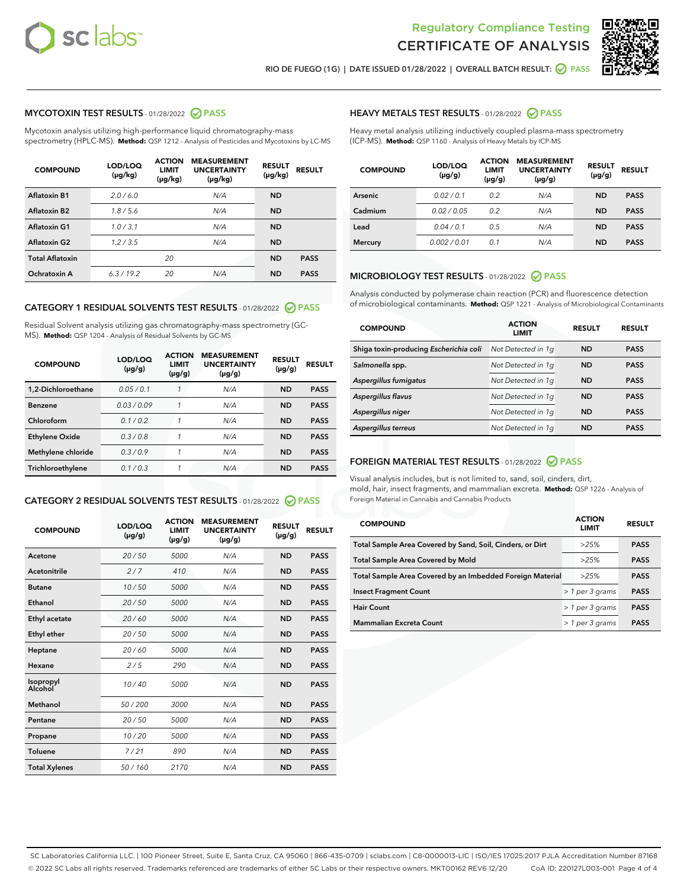Regulatory Compliance Testing
# CERTIFICATE OF ANALYSIS

RIO DE FUEGO (1G) | DATE ISSUED 01/28/2022 | OVERALL BATCH RESULT: PASS

## MYCOTOXIN TEST RESULTS - 01/28/2022 PASS

Mycotoxin analysis utilizing high-performance liquid chromatography-mass spectrometry (HPLC-MS). **Method:** QSP 1212 - Analysis of Pesticides and Mycotoxins by LC-MS

| COMPOUND | LOD/LOQ (μg/kg) | ACTION LIMIT (μg/kg) | MEASUREMENT UNCERTAINTY (μg/kg) | RESULT (μg/kg) | RESULT |
|---|---|---|---|---|---|
| Aflatoxin B1 | 2.0 / 6.0 | | N/A | ND | |
| Aflatoxin B2 | 1.8 / 5.6 | | N/A | ND | |
| Aflatoxin G1 | 1.0 / 3.1 | | N/A | ND | |
| Aflatoxin G2 | 1.2 / 3.5 | | N/A | ND | |
| Total Aflatoxin | | 20 | | ND | PASS |
| Ochratoxin A | 6.3 / 19.2 | 20 | N/A | ND | PASS |

## CATEGORY 1 RESIDUAL SOLVENTS TEST RESULTS - 01/28/2022 PASS

Residual Solvent analysis utilizing gas chromatography-mass spectrometry (GC-MS). **Method:** QSP 1204 - Analysis of Residual Solvents by GC-MS

| COMPOUND | LOD/LOQ (μg/g) | ACTION LIMIT (μg/g) | MEASUREMENT UNCERTAINTY (μg/g) | RESULT (μg/g) | RESULT |
|---|---|---|---|---|---|
| 1,2-Dichloroethane | 0.05 / 0.1 | 1 | N/A | ND | PASS |
| Benzene | 0.03 / 0.09 | 1 | N/A | ND | PASS |
| Chloroform | 0.1 / 0.2 | 1 | N/A | ND | PASS |
| Ethylene Oxide | 0.3 / 0.8 | 1 | N/A | ND | PASS |
| Methylene chloride | 0.3 / 0.9 | 1 | N/A | ND | PASS |
| Trichloroethylene | 0.1 / 0.3 | 1 | N/A | ND | PASS |

## CATEGORY 2 RESIDUAL SOLVENTS TEST RESULTS - 01/28/2022 PASS

| COMPOUND | LOD/LOQ (μg/g) | ACTION LIMIT (μg/g) | MEASUREMENT UNCERTAINTY (μg/g) | RESULT (μg/g) | RESULT |
|---|---|---|---|---|---|
| Acetone | 20 / 50 | 5000 | N/A | ND | PASS |
| Acetonitrile | 2 / 7 | 410 | N/A | ND | PASS |
| Butane | 10 / 50 | 5000 | N/A | ND | PASS |
| Ethanol | 20 / 50 | 5000 | N/A | ND | PASS |
| Ethyl acetate | 20 / 60 | 5000 | N/A | ND | PASS |
| Ethyl ether | 20 / 50 | 5000 | N/A | ND | PASS |
| Heptane | 20 / 60 | 5000 | N/A | ND | PASS |
| Hexane | 2 / 5 | 290 | N/A | ND | PASS |
| Isopropyl Alcohol | 10 / 40 | 5000 | N/A | ND | PASS |
| Methanol | 50 / 200 | 3000 | N/A | ND | PASS |
| Pentane | 20 / 50 | 5000 | N/A | ND | PASS |
| Propane | 10 / 20 | 5000 | N/A | ND | PASS |
| Toluene | 7 / 21 | 890 | N/A | ND | PASS |
| Total Xylenes | 50 / 160 | 2170 | N/A | ND | PASS |

## HEAVY METALS TEST RESULTS - 01/28/2022 PASS

Heavy metal analysis utilizing inductively coupled plasma-mass spectrometry (ICP-MS). **Method:** QSP 1160 - Analysis of Heavy Metals by ICP-MS

| COMPOUND | LOD/LOQ (μg/g) | ACTION LIMIT (μg/g) | MEASUREMENT UNCERTAINTY (μg/g) | RESULT (μg/g) | RESULT |
|---|---|---|---|---|---|
| Arsenic | 0.02 / 0.1 | 0.2 | N/A | ND | PASS |
| Cadmium | 0.02 / 0.05 | 0.2 | N/A | ND | PASS |
| Lead | 0.04 / 0.1 | 0.5 | N/A | ND | PASS |
| Mercury | 0.002 / 0.01 | 0.1 | N/A | ND | PASS |

## MICROBIOLOGY TEST RESULTS - 01/28/2022 PASS

Analysis conducted by polymerase chain reaction (PCR) and fluorescence detection of microbiological contaminants. **Method:** QSP 1221 - Analysis of Microbiological Contaminants

| COMPOUND | ACTION LIMIT | RESULT | RESULT |
|---|---|---|---|
| Shiga toxin-producing *Escherichia coli* | Not Detected in 1g | ND | PASS |
| *Salmonella* spp. | Not Detected in 1g | ND | PASS |
| *Aspergillus fumigatus* | Not Detected in 1g | ND | PASS |
| *Aspergillus flavus* | Not Detected in 1g | ND | PASS |
| *Aspergillus niger* | Not Detected in 1g | ND | PASS |
| *Aspergillus terreus* | Not Detected in 1g | ND | PASS |

## FOREIGN MATERIAL TEST RESULTS - 01/28/2022 PASS

Visual analysis includes, but is not limited to, sand, soil, cinders, dirt, mold, hair, insect fragments, and mammalian excreta. **Method:** QSP 1226 - Analysis of Foreign Material in Cannabis and Cannabis Products

| COMPOUND | ACTION LIMIT | RESULT |
|---|---|---|
| Total Sample Area Covered by Sand, Soil, Cinders, or Dirt | >25% | PASS |
| Total Sample Area Covered by Mold | >25% | PASS |
| Total Sample Area Covered by an Imbedded Foreign Material | >25% | PASS |
| Insect Fragment Count | > 1 per 3 grams | PASS |
| Hair Count | > 1 per 3 grams | PASS |
| Mammalian Excreta Count | > 1 per 3 grams | PASS |

SC Laboratories California LLC. | 100 Pioneer Street, Suite E, Santa Cruz, CA 95060 | 866-435-0709 | sclabs.com | C8-0000013-LIC | ISO/IES 17025:2017 PJLA Accreditation Number 87168
© 2022 SC Labs all rights reserved. Trademarks referenced are trademarks of either SC Labs or their respective owners. MKT00162 REV6 12/20 CoA ID: 220127L003-001